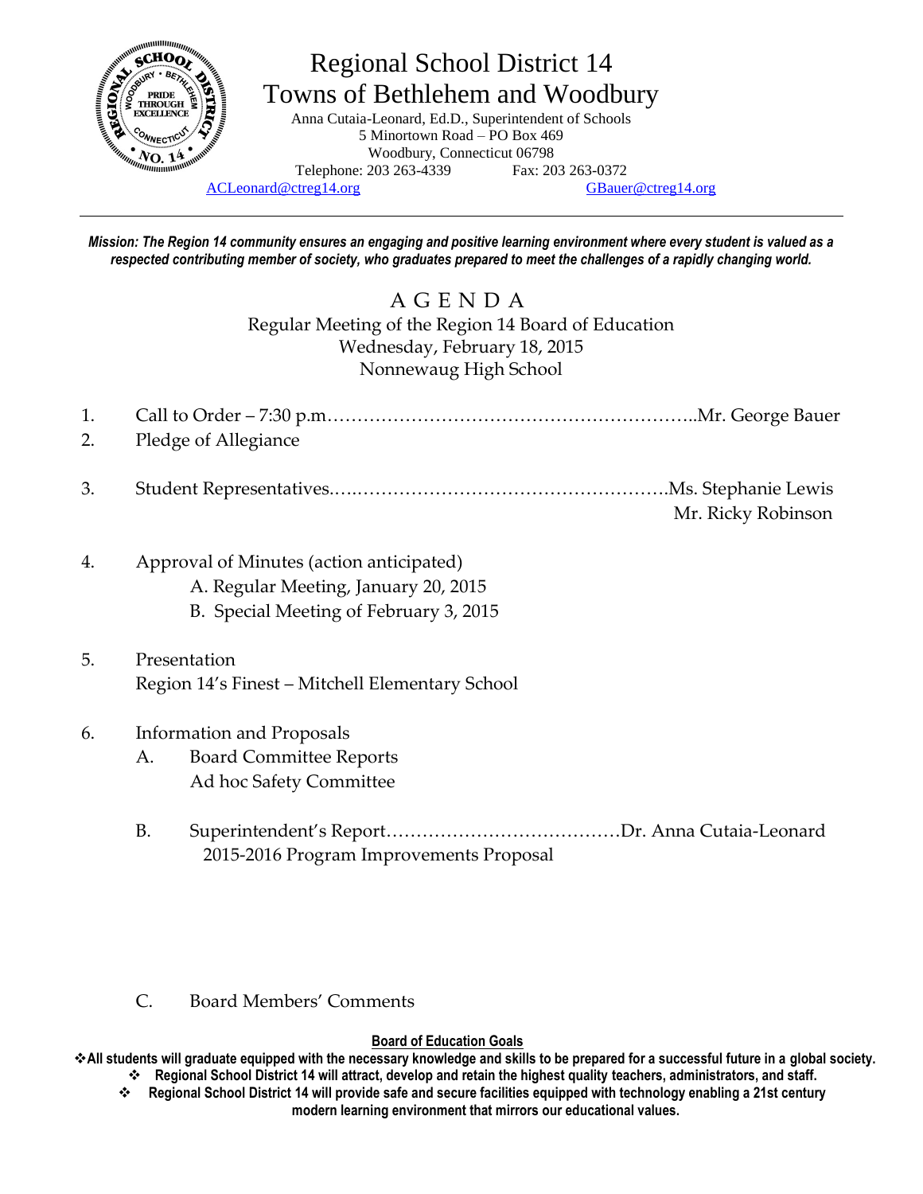# Regional School District 14
## Towns of Bethlehem and Woodbury

Anna Cutaia-Leonard, Ed.D., Superintendent of Schools
5 Minortown Road – PO Box 469
Woodbury, Connecticut 06798
Telephone: 203 263-4339 Fax: 203 263-0372
ACLeonard@ctreg14.org GBauer@ctreg14.org

---

***Mission: The Region 14 community ensures an engaging and positive learning environment where every student is valued as a respected contributing member of society, who graduates prepared to meet the challenges of a rapidly changing world.***

## A G E N D A

Regular Meeting of the Region 14 Board of Education
Wednesday, February 18, 2015
Nonnewaug High School

1. Call to Order – 7:30 p.m.……………………………………………………..Mr. George Bauer
2. Pledge of Allegiance
3. Student Representatives….……………………………………………….Ms. Stephanie Lewis
   Mr. Ricky Robinson
4. Approval of Minutes (action anticipated)
   A. Regular Meeting, January 20, 2015
   B. Special Meeting of February 3, 2015
5. Presentation
   Region 14's Finest – Mitchell Elementary School
6. Information and Proposals
   A. Board Committee Reports
      Ad hoc Safety Committee
   B. Superintendent's Report…………………………………Dr. Anna Cutaia-Leonard
      2015-2016 Program Improvements Proposal
   C. Board Members' Comments

**Board of Education Goals**

- **All students will graduate equipped with the necessary knowledge and skills to be prepared for a successful future in a global society.**
- **Regional School District 14 will attract, develop and retain the highest quality teachers, administrators, and staff.**
- **Regional School District 14 will provide safe and secure facilities equipped with technology enabling a 21st century modern learning environment that mirrors our educational values.**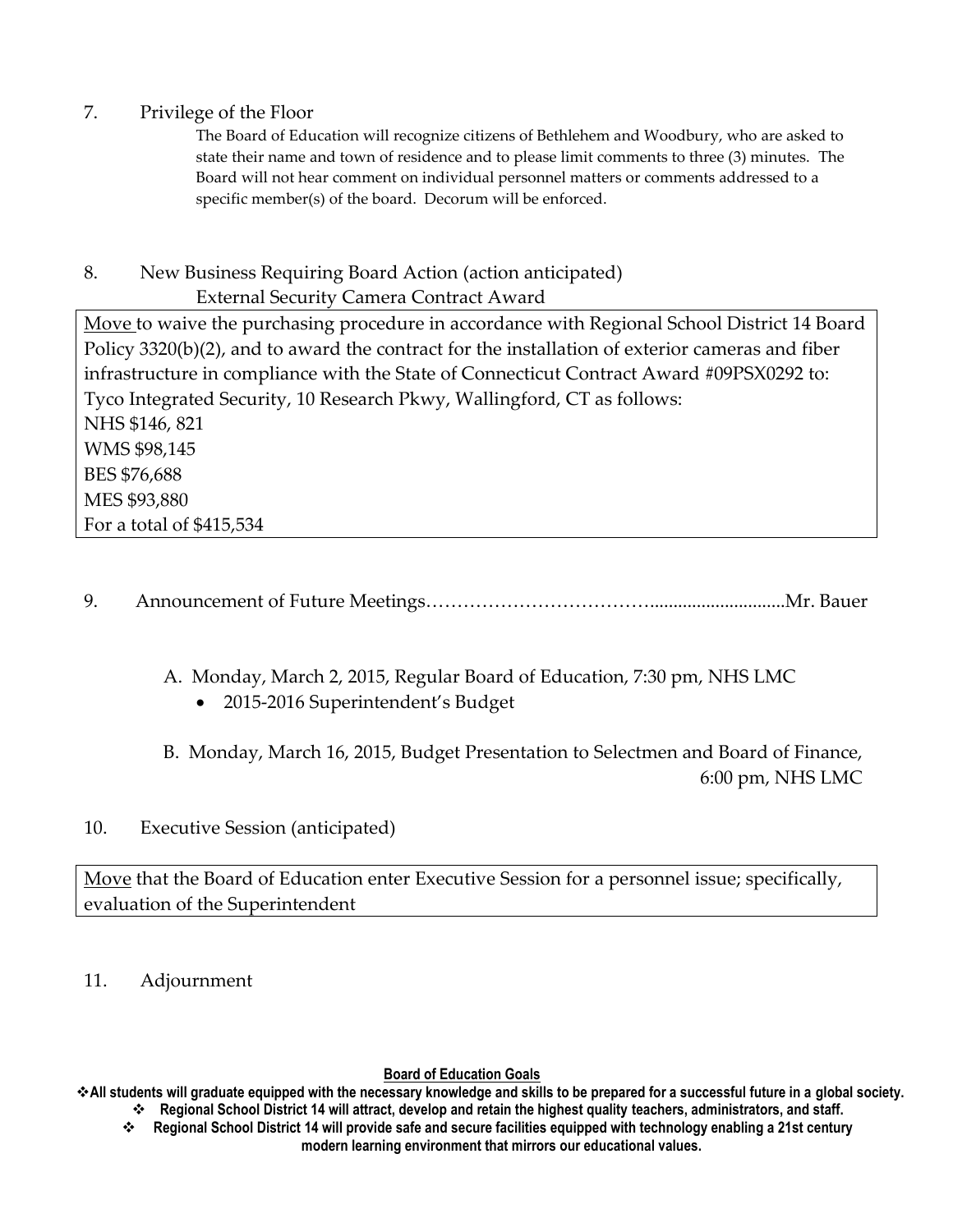7. Privilege of the Floor

   The Board of Education will recognize citizens of Bethlehem and Woodbury, who are asked to state their name and town of residence and to please limit comments to three (3) minutes. The Board will not hear comment on individual personnel matters or comments addressed to a specific member(s) of the board. Decorum will be enforced.

8. New Business Requiring Board Action (action anticipated)

   External Security Camera Contract Award

<u>Move</u> to waive the purchasing procedure in accordance with Regional School District 14 Board Policy 3320(b)(2), and to award the contract for the installation of exterior cameras and fiber infrastructure in compliance with the State of Connecticut Contract Award #09PSX0292 to: Tyco Integrated Security, 10 Research Pkwy, Wallingford, CT as follows:
NHS $146, 821
WMS $98,145
BES $76,688
MES $93,880
For a total of $415,534

9. Announcement of Future Meetings……………………………….............................Mr. Bauer

   A. Monday, March 2, 2015, Regular Board of Education, 7:30 pm, NHS LMC
      - 2015-2016 Superintendent's Budget

   B. Monday, March 16, 2015, Budget Presentation to Selectmen and Board of Finance, 6:00 pm, NHS LMC

10. Executive Session (anticipated)

<u>Move</u> that the Board of Education enter Executive Session for a personnel issue; specifically, evaluation of the Superintendent

11. Adjournment

**<u>Board of Education Goals</u>**

- **All students will graduate equipped with the necessary knowledge and skills to be prepared for a successful future in a global society.**
- **Regional School District 14 will attract, develop and retain the highest quality teachers, administrators, and staff.**
- **Regional School District 14 will provide safe and secure facilities equipped with technology enabling a 21st century modern learning environment that mirrors our educational values.**